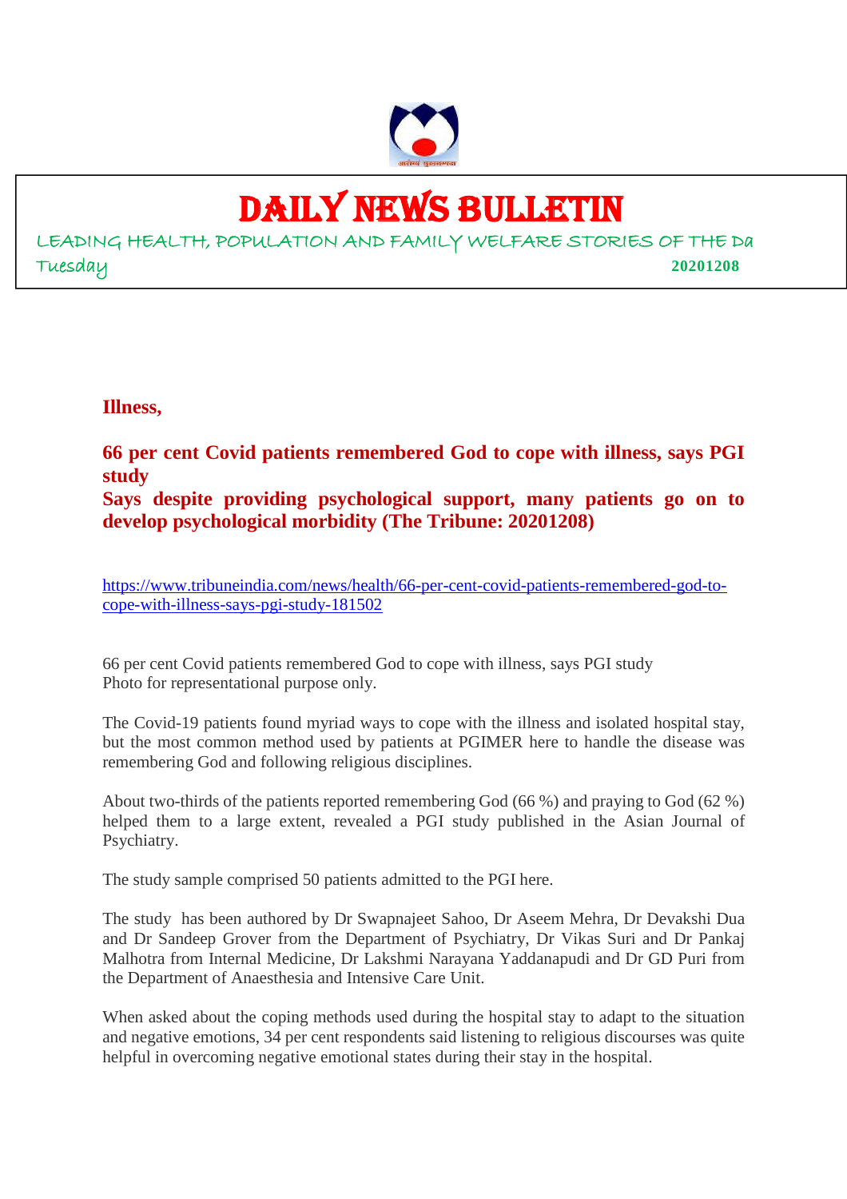# DAILY NEWS BULLETIN

LEADING HEALTH, POPULATION AND FAMILY WELFARE STORIES OF THE Da

Tuesday **20201208**

**Illness,**

**66 per cent Covid patients remembered God to cope with illness, says PGI study**
**Says despite providing psychological support, many patients go on to develop psychological morbidity (The Tribune: 20201208)**

https://www.tribuneindia.com/news/health/66-per-cent-covid-patients-remembered-god-to-cope-with-illness-says-pgi-study-181502

66 per cent Covid patients remembered God to cope with illness, says PGI study
Photo for representational purpose only.

The Covid-19 patients found myriad ways to cope with the illness and isolated hospital stay, but the most common method used by patients at PGIMER here to handle the disease was remembering God and following religious disciplines.

About two-thirds of the patients reported remembering God (66 %) and praying to God (62 %) helped them to a large extent, revealed a PGI study published in the Asian Journal of Psychiatry.

The study sample comprised 50 patients admitted to the PGI here.

The study has been authored by Dr Swapnajeet Sahoo, Dr Aseem Mehra, Dr Devakshi Dua and Dr Sandeep Grover from the Department of Psychiatry, Dr Vikas Suri and Dr Pankaj Malhotra from Internal Medicine, Dr Lakshmi Narayana Yaddanapudi and Dr GD Puri from the Department of Anaesthesia and Intensive Care Unit.

When asked about the coping methods used during the hospital stay to adapt to the situation and negative emotions, 34 per cent respondents said listening to religious discourses was quite helpful in overcoming negative emotional states during their stay in the hospital.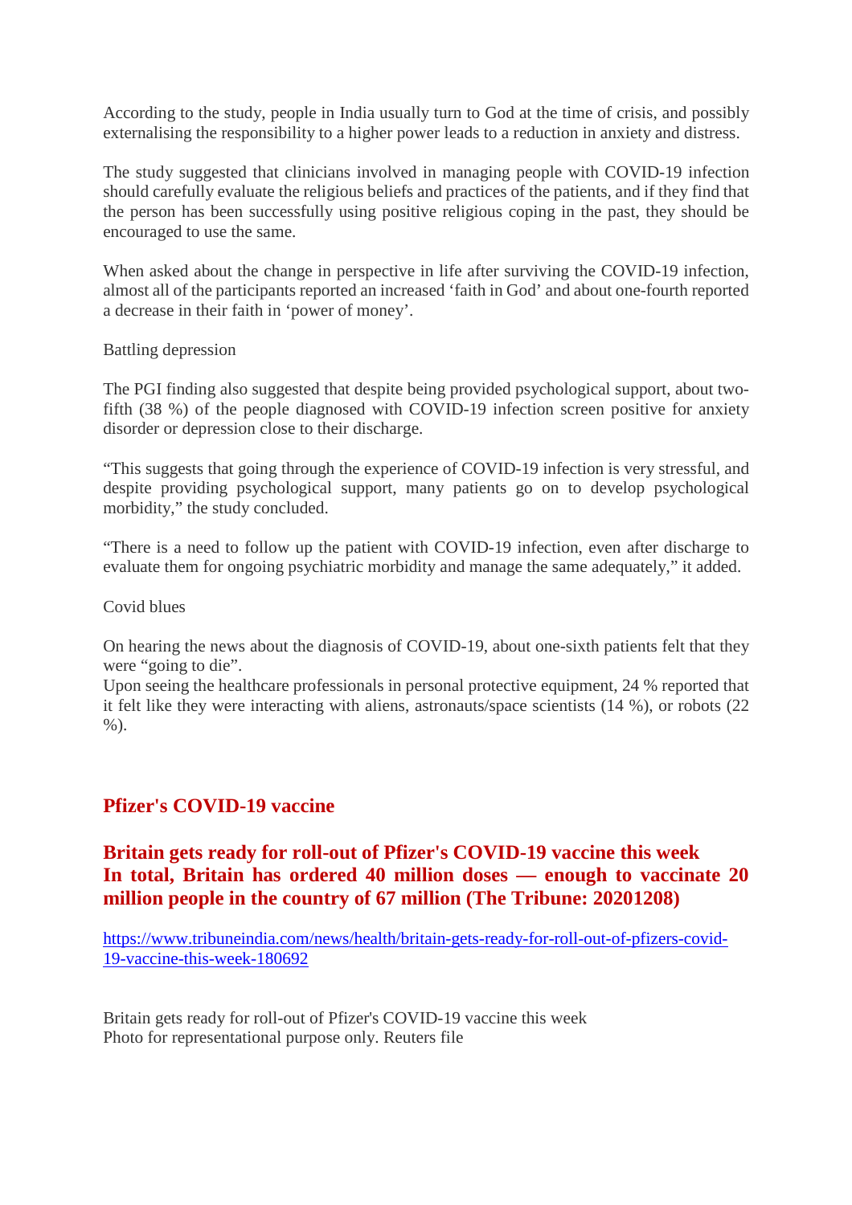According to the study, people in India usually turn to God at the time of crisis, and possibly externalising the responsibility to a higher power leads to a reduction in anxiety and distress.

The study suggested that clinicians involved in managing people with COVID-19 infection should carefully evaluate the religious beliefs and practices of the patients, and if they find that the person has been successfully using positive religious coping in the past, they should be encouraged to use the same.

When asked about the change in perspective in life after surviving the COVID-19 infection, almost all of the participants reported an increased 'faith in God' and about one-fourth reported a decrease in their faith in 'power of money'.

Battling depression

The PGI finding also suggested that despite being provided psychological support, about two-fifth (38 %) of the people diagnosed with COVID-19 infection screen positive for anxiety disorder or depression close to their discharge.

"This suggests that going through the experience of COVID-19 infection is very stressful, and despite providing psychological support, many patients go on to develop psychological morbidity," the study concluded.

"There is a need to follow up the patient with COVID-19 infection, even after discharge to evaluate them for ongoing psychiatric morbidity and manage the same adequately," it added.

Covid blues

On hearing the news about the diagnosis of COVID-19, about one-sixth patients felt that they were "going to die".
Upon seeing the healthcare professionals in personal protective equipment, 24 % reported that it felt like they were interacting with aliens, astronauts/space scientists (14 %), or robots (22 %).

## Pfizer's COVID-19 vaccine

### Britain gets ready for roll-out of Pfizer's COVID-19 vaccine this week
### In total, Britain has ordered 40 million doses — enough to vaccinate 20 million people in the country of 67 million (The Tribune: 20201208)

https://www.tribuneindia.com/news/health/britain-gets-ready-for-roll-out-of-pfizers-covid-19-vaccine-this-week-180692

Britain gets ready for roll-out of Pfizer's COVID-19 vaccine this week
Photo for representational purpose only. Reuters file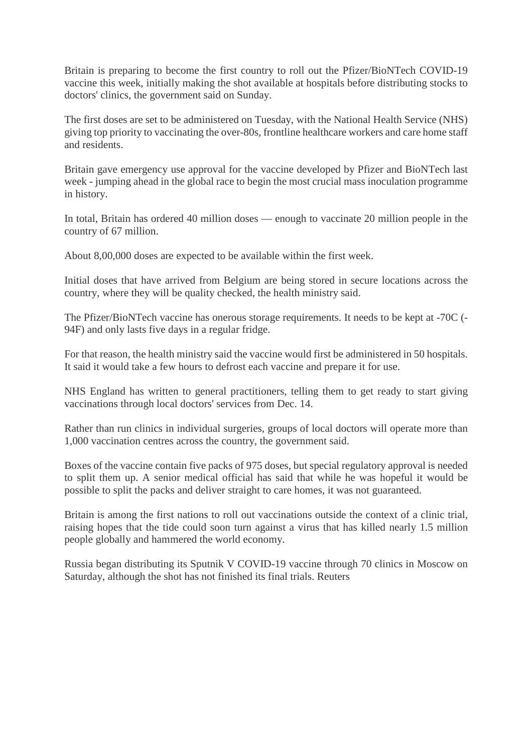Britain is preparing to become the first country to roll out the Pfizer/BioNTech COVID-19 vaccine this week, initially making the shot available at hospitals before distributing stocks to doctors' clinics, the government said on Sunday.

The first doses are set to be administered on Tuesday, with the National Health Service (NHS) giving top priority to vaccinating the over-80s, frontline healthcare workers and care home staff and residents.

Britain gave emergency use approval for the vaccine developed by Pfizer and BioNTech last week - jumping ahead in the global race to begin the most crucial mass inoculation programme in history.

In total, Britain has ordered 40 million doses — enough to vaccinate 20 million people in the country of 67 million.

About 8,00,000 doses are expected to be available within the first week.

Initial doses that have arrived from Belgium are being stored in secure locations across the country, where they will be quality checked, the health ministry said.

The Pfizer/BioNTech vaccine has onerous storage requirements. It needs to be kept at -70C (-94F) and only lasts five days in a regular fridge.

For that reason, the health ministry said the vaccine would first be administered in 50 hospitals. It said it would take a few hours to defrost each vaccine and prepare it for use.

NHS England has written to general practitioners, telling them to get ready to start giving vaccinations through local doctors' services from Dec. 14.

Rather than run clinics in individual surgeries, groups of local doctors will operate more than 1,000 vaccination centres across the country, the government said.

Boxes of the vaccine contain five packs of 975 doses, but special regulatory approval is needed to split them up. A senior medical official has said that while he was hopeful it would be possible to split the packs and deliver straight to care homes, it was not guaranteed.

Britain is among the first nations to roll out vaccinations outside the context of a clinic trial, raising hopes that the tide could soon turn against a virus that has killed nearly 1.5 million people globally and hammered the world economy.

Russia began distributing its Sputnik V COVID-19 vaccine through 70 clinics in Moscow on Saturday, although the shot has not finished its final trials. Reuters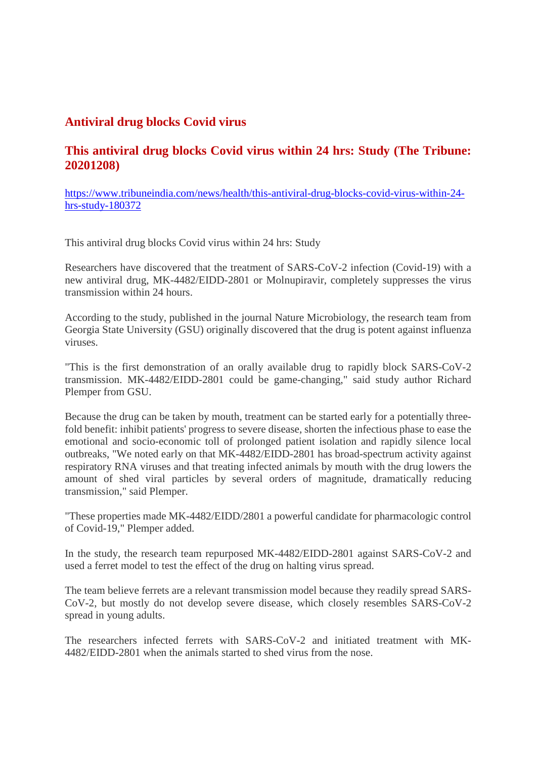## Antiviral drug blocks Covid virus

## This antiviral drug blocks Covid virus within 24 hrs: Study (The Tribune: 20201208)

https://www.tribuneindia.com/news/health/this-antiviral-drug-blocks-covid-virus-within-24-hrs-study-180372

This antiviral drug blocks Covid virus within 24 hrs: Study

Researchers have discovered that the treatment of SARS-CoV-2 infection (Covid-19) with a new antiviral drug, MK-4482/EIDD-2801 or Molnupiravir, completely suppresses the virus transmission within 24 hours.

According to the study, published in the journal Nature Microbiology, the research team from Georgia State University (GSU) originally discovered that the drug is potent against influenza viruses.

"This is the first demonstration of an orally available drug to rapidly block SARS-CoV-2 transmission. MK-4482/EIDD-2801 could be game-changing," said study author Richard Plemper from GSU.

Because the drug can be taken by mouth, treatment can be started early for a potentially three-fold benefit: inhibit patients' progress to severe disease, shorten the infectious phase to ease the emotional and socio-economic toll of prolonged patient isolation and rapidly silence local outbreaks, "We noted early on that MK-4482/EIDD-2801 has broad-spectrum activity against respiratory RNA viruses and that treating infected animals by mouth with the drug lowers the amount of shed viral particles by several orders of magnitude, dramatically reducing transmission," said Plemper.

"These properties made MK-4482/EIDD/2801 a powerful candidate for pharmacologic control of Covid-19," Plemper added.

In the study, the research team repurposed MK-4482/EIDD-2801 against SARS-CoV-2 and used a ferret model to test the effect of the drug on halting virus spread.

The team believe ferrets are a relevant transmission model because they readily spread SARS-CoV-2, but mostly do not develop severe disease, which closely resembles SARS-CoV-2 spread in young adults.

The researchers infected ferrets with SARS-CoV-2 and initiated treatment with MK-4482/EIDD-2801 when the animals started to shed virus from the nose.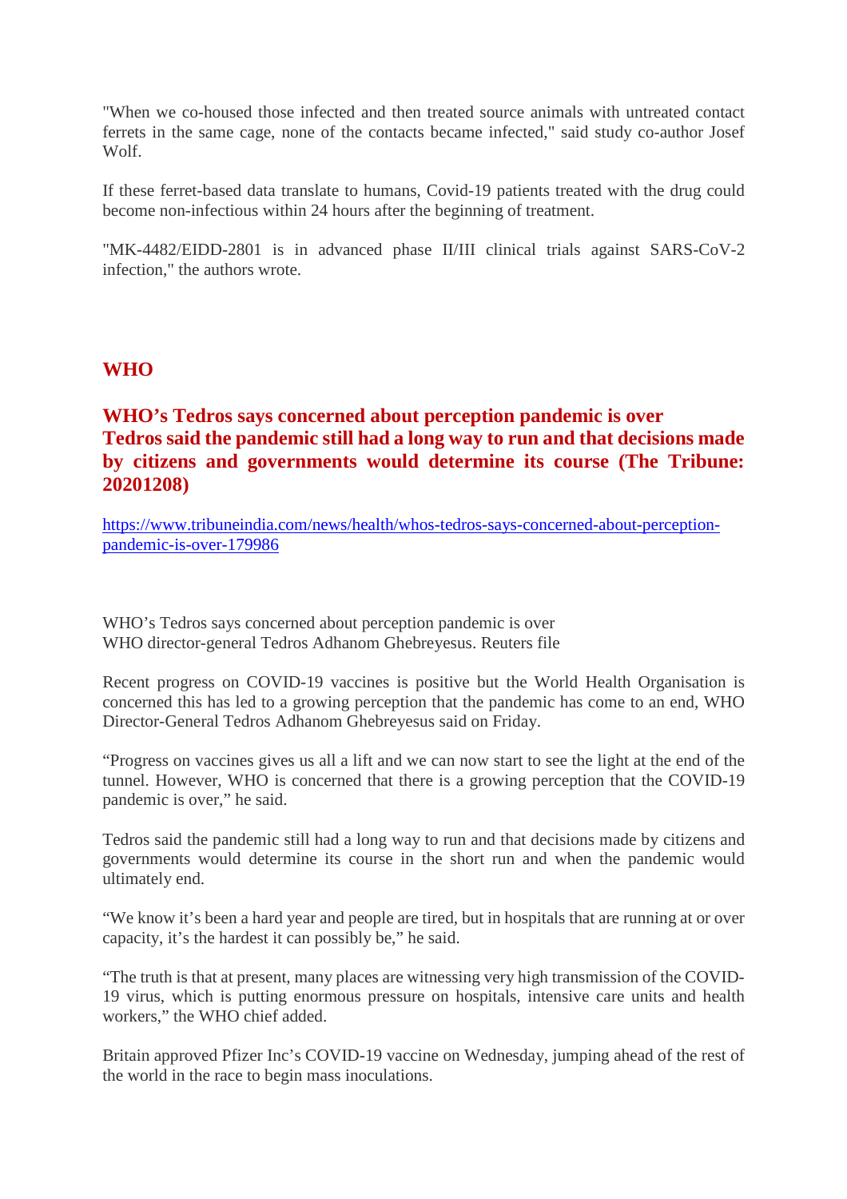"When we co-housed those infected and then treated source animals with untreated contact ferrets in the same cage, none of the contacts became infected," said study co-author Josef Wolf.

If these ferret-based data translate to humans, Covid-19 patients treated with the drug could become non-infectious within 24 hours after the beginning of treatment.

"MK-4482/EIDD-2801 is in advanced phase II/III clinical trials against SARS-CoV-2 infection," the authors wrote.

## WHO

### WHO's Tedros says concerned about perception pandemic is over Tedros said the pandemic still had a long way to run and that decisions made by citizens and governments would determine its course (The Tribune: 20201208)

[https://www.tribuneindia.com/news/health/whos-tedros-says-concerned-about-perception-pandemic-is-over-179986](https://www.tribuneindia.com/news/health/whos-tedros-says-concerned-about-perception-pandemic-is-over-179986)

WHO's Tedros says concerned about perception pandemic is over
WHO director-general Tedros Adhanom Ghebreyesus. Reuters file

Recent progress on COVID-19 vaccines is positive but the World Health Organisation is concerned this has led to a growing perception that the pandemic has come to an end, WHO Director-General Tedros Adhanom Ghebreyesus said on Friday.

"Progress on vaccines gives us all a lift and we can now start to see the light at the end of the tunnel. However, WHO is concerned that there is a growing perception that the COVID-19 pandemic is over," he said.

Tedros said the pandemic still had a long way to run and that decisions made by citizens and governments would determine its course in the short run and when the pandemic would ultimately end.

"We know it's been a hard year and people are tired, but in hospitals that are running at or over capacity, it's the hardest it can possibly be," he said.

"The truth is that at present, many places are witnessing very high transmission of the COVID-19 virus, which is putting enormous pressure on hospitals, intensive care units and health workers," the WHO chief added.

Britain approved Pfizer Inc's COVID-19 vaccine on Wednesday, jumping ahead of the rest of the world in the race to begin mass inoculations.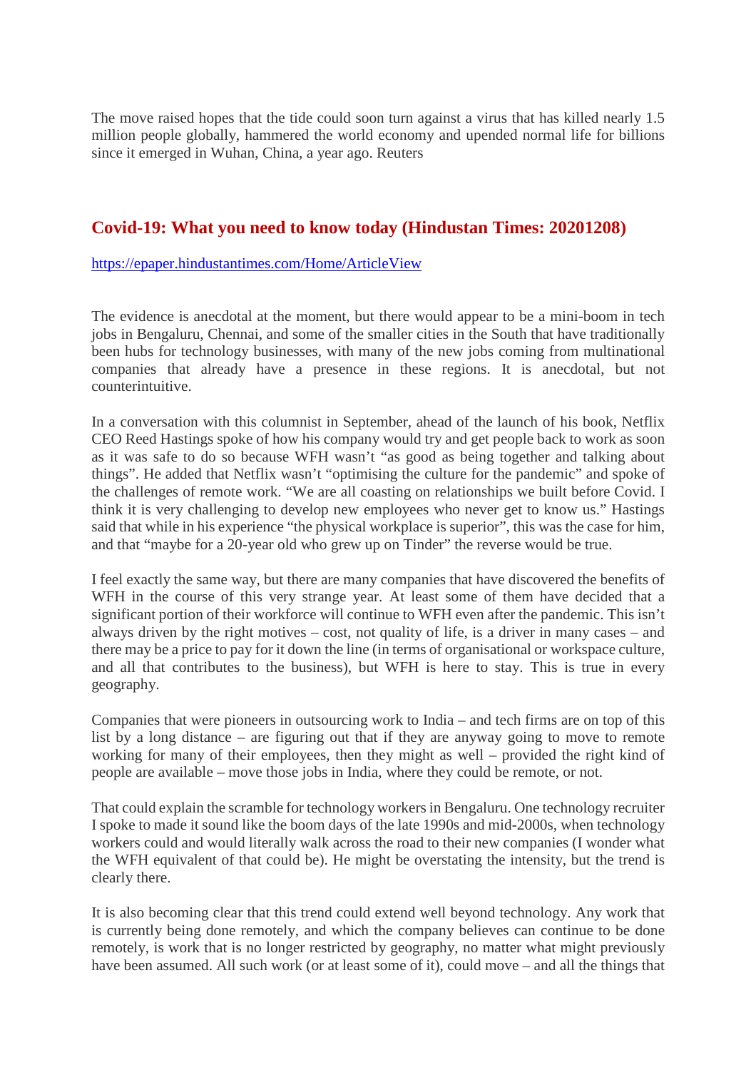The move raised hopes that the tide could soon turn against a virus that has killed nearly 1.5 million people globally, hammered the world economy and upended normal life for billions since it emerged in Wuhan, China, a year ago. Reuters

## Covid-19: What you need to know today (Hindustan Times: 20201208)

https://epaper.hindustantimes.com/Home/ArticleView

The evidence is anecdotal at the moment, but there would appear to be a mini-boom in tech jobs in Bengaluru, Chennai, and some of the smaller cities in the South that have traditionally been hubs for technology businesses, with many of the new jobs coming from multinational companies that already have a presence in these regions. It is anecdotal, but not counterintuitive.

In a conversation with this columnist in September, ahead of the launch of his book, Netflix CEO Reed Hastings spoke of how his company would try and get people back to work as soon as it was safe to do so because WFH wasn't "as good as being together and talking about things". He added that Netflix wasn't "optimising the culture for the pandemic" and spoke of the challenges of remote work. "We are all coasting on relationships we built before Covid. I think it is very challenging to develop new employees who never get to know us." Hastings said that while in his experience "the physical workplace is superior", this was the case for him, and that "maybe for a 20-year old who grew up on Tinder" the reverse would be true.

I feel exactly the same way, but there are many companies that have discovered the benefits of WFH in the course of this very strange year. At least some of them have decided that a significant portion of their workforce will continue to WFH even after the pandemic. This isn't always driven by the right motives – cost, not quality of life, is a driver in many cases – and there may be a price to pay for it down the line (in terms of organisational or workspace culture, and all that contributes to the business), but WFH is here to stay. This is true in every geography.

Companies that were pioneers in outsourcing work to India – and tech firms are on top of this list by a long distance – are figuring out that if they are anyway going to move to remote working for many of their employees, then they might as well – provided the right kind of people are available – move those jobs in India, where they could be remote, or not.

That could explain the scramble for technology workers in Bengaluru. One technology recruiter I spoke to made it sound like the boom days of the late 1990s and mid-2000s, when technology workers could and would literally walk across the road to their new companies (I wonder what the WFH equivalent of that could be). He might be overstating the intensity, but the trend is clearly there.

It is also becoming clear that this trend could extend well beyond technology. Any work that is currently being done remotely, and which the company believes can continue to be done remotely, is work that is no longer restricted by geography, no matter what might previously have been assumed. All such work (or at least some of it), could move – and all the things that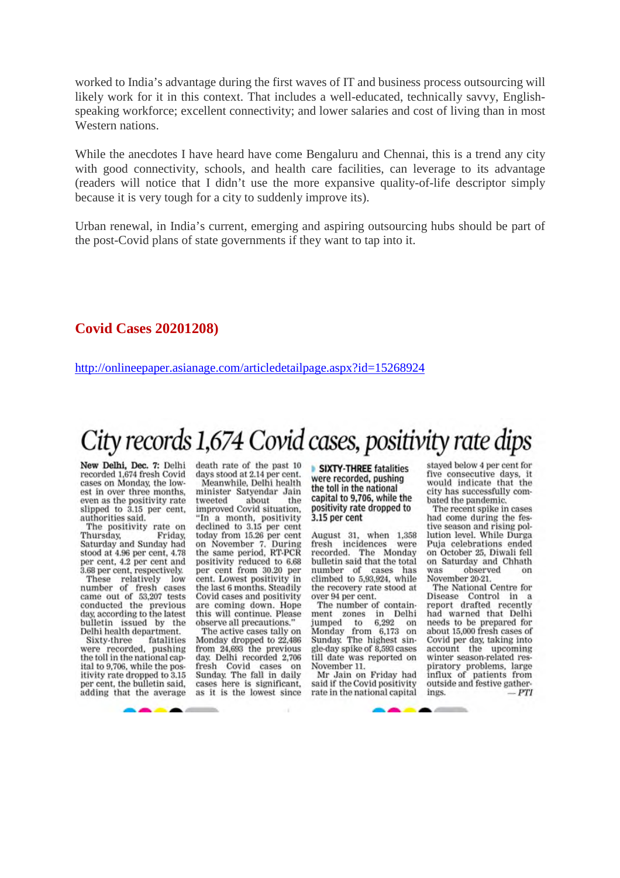worked to India's advantage during the first waves of IT and business process outsourcing will likely work for it in this context. That includes a well-educated, technically savvy, English-speaking workforce; excellent connectivity; and lower salaries and cost of living than in most Western nations.

While the anecdotes I have heard have come Bengaluru and Chennai, this is a trend any city with good connectivity, schools, and health care facilities, can leverage to its advantage (readers will notice that I didn't use the more expensive quality-of-life descriptor simply because it is very tough for a city to suddenly improve its).

Urban renewal, in India's current, emerging and aspiring outsourcing hubs should be part of the post-Covid plans of state governments if they want to tap into it.

## Covid Cases 20201208)

http://onlineepaper.asianage.com/articledetailpage.aspx?id=15268924

# City records 1,674 Covid cases, positivity rate dips

**New Delhi, Dec. 7:** Delhi recorded 1,674 fresh Covid cases on Monday, the lowest in over three months, even as the positivity rate slipped to 3.15 per cent, authorities said.

The positivity rate on Thursday, Friday, Saturday and Sunday had stood at 4.96 per cent, 4.78 per cent, 4.2 per cent and 3.68 per cent, respectively.

These relatively low number of fresh cases came out of 53,207 tests conducted the previous day, according to the latest bulletin issued by the Delhi health department.

Sixty-three fatalities were recorded, pushing the toll in the national capital to 9,706, while the positivity rate dropped to 3.15 per cent, the bulletin said, adding that the average death rate of the past 10 days stood at 2.14 per cent.

Meanwhile, Delhi health minister Satyendar Jain tweeted about the improved Covid situation, "In a month, positivity declined to 3.15 per cent today from 15.26 per cent on November 7. During the same period, RT-PCR positivity reduced to 6.68 per cent from 30.20 per cent. Lowest positivity in the last 6 months. Steadily Covid cases and positivity are coming down. Hope this will continue. Please observe all precautions."

The active cases tally on Monday dropped to 22,486 from 24,693 the previous day. Delhi recorded 2,706 fresh Covid cases on Sunday. The fall in daily cases here is significant, as it is the lowest since

> **SIXTY-THREE** fatalities were recorded, pushing the toll in the national capital to 9,706, while the positivity rate dropped to 3.15 per cent

August 31, when 1,358 fresh incidences were recorded. The Monday bulletin said that the total number of cases has climbed to 5,93,924, while the recovery rate stood at over 94 per cent.

The number of containment zones in Delhi jumped to 6,292 on Monday from 6,173 on Sunday. The highest single-day spike of 8,593 cases till date was reported on November 11.

Mr Jain on Friday had said if the Covid positivity rate in the national capital stayed below 4 per cent for five consecutive days, it would indicate that the city has successfully combated the pandemic.

The recent spike in cases had come during the festive season and rising pollution level. While Durga Puja celebrations ended on October 25, Diwali fell on Saturday and Chhath was observed on November 20-21.

The National Centre for Disease Control in a report drafted recently had warned that Delhi needs to be prepared for about 15,000 fresh cases of Covid per day, taking into account the upcoming winter season-related respiratory problems, large influx of patients from outside and festive gatherings. — *PTI*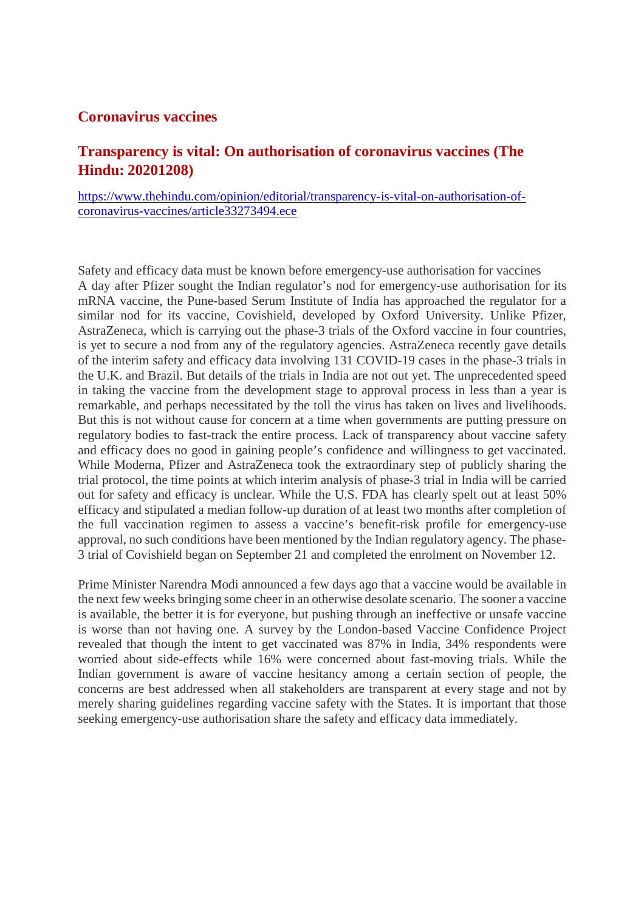## Coronavirus vaccines

### Transparency is vital: On authorisation of coronavirus vaccines (The Hindu: 20201208)

[https://www.thehindu.com/opinion/editorial/transparency-is-vital-on-authorisation-of-coronavirus-vaccines/article33273494.ece](https://www.thehindu.com/opinion/editorial/transparency-is-vital-on-authorisation-of-coronavirus-vaccines/article33273494.ece)

Safety and efficacy data must be known before emergency-use authorisation for vaccines

A day after Pfizer sought the Indian regulator's nod for emergency-use authorisation for its mRNA vaccine, the Pune-based Serum Institute of India has approached the regulator for a similar nod for its vaccine, Covishield, developed by Oxford University. Unlike Pfizer, AstraZeneca, which is carrying out the phase-3 trials of the Oxford vaccine in four countries, is yet to secure a nod from any of the regulatory agencies. AstraZeneca recently gave details of the interim safety and efficacy data involving 131 COVID-19 cases in the phase-3 trials in the U.K. and Brazil. But details of the trials in India are not out yet. The unprecedented speed in taking the vaccine from the development stage to approval process in less than a year is remarkable, and perhaps necessitated by the toll the virus has taken on lives and livelihoods. But this is not without cause for concern at a time when governments are putting pressure on regulatory bodies to fast-track the entire process. Lack of transparency about vaccine safety and efficacy does no good in gaining people's confidence and willingness to get vaccinated. While Moderna, Pfizer and AstraZeneca took the extraordinary step of publicly sharing the trial protocol, the time points at which interim analysis of phase-3 trial in India will be carried out for safety and efficacy is unclear. While the U.S. FDA has clearly spelt out at least 50% efficacy and stipulated a median follow-up duration of at least two months after completion of the full vaccination regimen to assess a vaccine's benefit-risk profile for emergency-use approval, no such conditions have been mentioned by the Indian regulatory agency. The phase-3 trial of Covishield began on September 21 and completed the enrolment on November 12.

Prime Minister Narendra Modi announced a few days ago that a vaccine would be available in the next few weeks bringing some cheer in an otherwise desolate scenario. The sooner a vaccine is available, the better it is for everyone, but pushing through an ineffective or unsafe vaccine is worse than not having one. A survey by the London-based Vaccine Confidence Project revealed that though the intent to get vaccinated was 87% in India, 34% respondents were worried about side-effects while 16% were concerned about fast-moving trials. While the Indian government is aware of vaccine hesitancy among a certain section of people, the concerns are best addressed when all stakeholders are transparent at every stage and not by merely sharing guidelines regarding vaccine safety with the States. It is important that those seeking emergency-use authorisation share the safety and efficacy data immediately.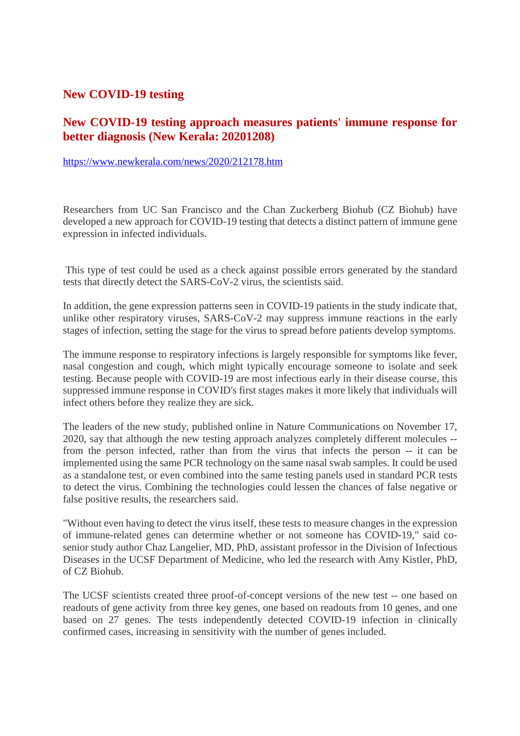## New COVID-19 testing

## New COVID-19 testing approach measures patients' immune response for better diagnosis (New Kerala: 20201208)

https://www.newkerala.com/news/2020/212178.htm

Researchers from UC San Francisco and the Chan Zuckerberg Biohub (CZ Biohub) have developed a new approach for COVID-19 testing that detects a distinct pattern of immune gene expression in infected individuals.

This type of test could be used as a check against possible errors generated by the standard tests that directly detect the SARS-CoV-2 virus, the scientists said.

In addition, the gene expression patterns seen in COVID-19 patients in the study indicate that, unlike other respiratory viruses, SARS-CoV-2 may suppress immune reactions in the early stages of infection, setting the stage for the virus to spread before patients develop symptoms.

The immune response to respiratory infections is largely responsible for symptoms like fever, nasal congestion and cough, which might typically encourage someone to isolate and seek testing. Because people with COVID-19 are most infectious early in their disease course, this suppressed immune response in COVID's first stages makes it more likely that individuals will infect others before they realize they are sick.

The leaders of the new study, published online in Nature Communications on November 17, 2020, say that although the new testing approach analyzes completely different molecules -- from the person infected, rather than from the virus that infects the person -- it can be implemented using the same PCR technology on the same nasal swab samples. It could be used as a standalone test, or even combined into the same testing panels used in standard PCR tests to detect the virus. Combining the technologies could lessen the chances of false negative or false positive results, the researchers said.

"Without even having to detect the virus itself, these tests to measure changes in the expression of immune-related genes can determine whether or not someone has COVID-19," said co-senior study author Chaz Langelier, MD, PhD, assistant professor in the Division of Infectious Diseases in the UCSF Department of Medicine, who led the research with Amy Kistler, PhD, of CZ Biohub.

The UCSF scientists created three proof-of-concept versions of the new test -- one based on readouts of gene activity from three key genes, one based on readouts from 10 genes, and one based on 27 genes. The tests independently detected COVID-19 infection in clinically confirmed cases, increasing in sensitivity with the number of genes included.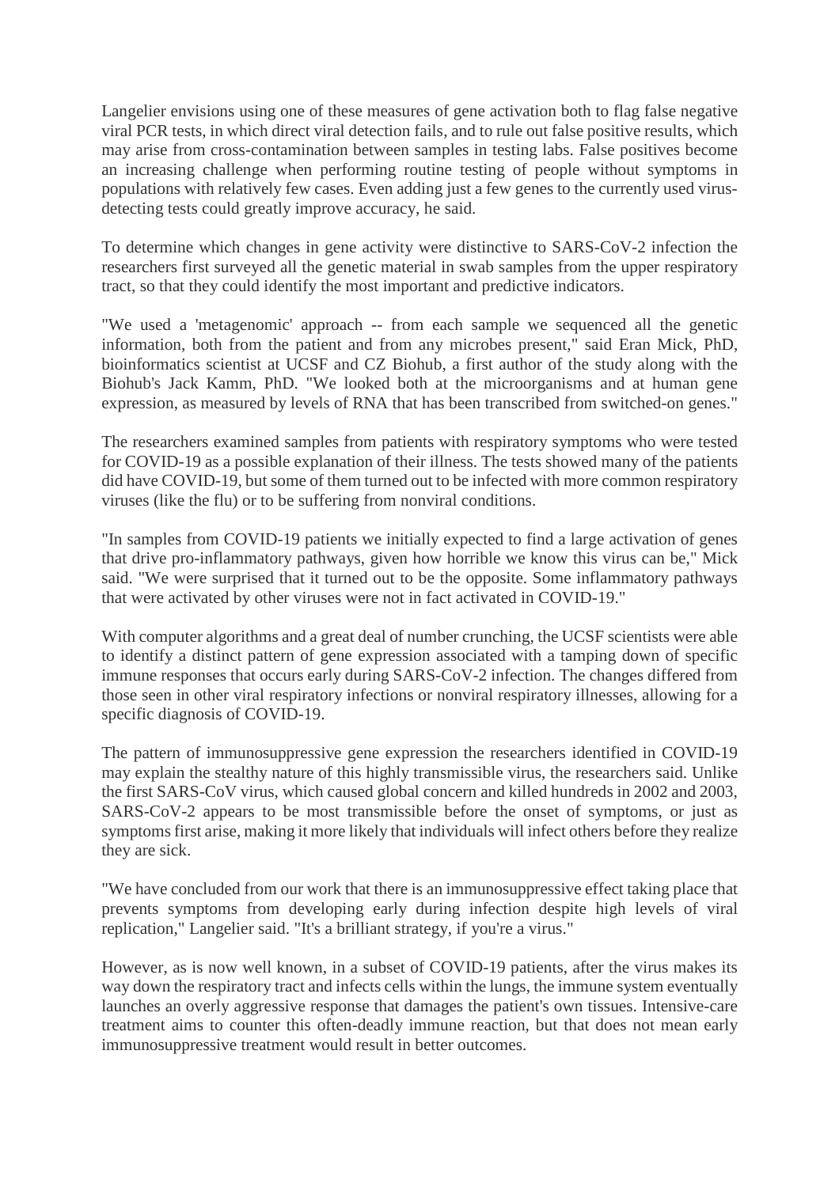Langelier envisions using one of these measures of gene activation both to flag false negative viral PCR tests, in which direct viral detection fails, and to rule out false positive results, which may arise from cross-contamination between samples in testing labs. False positives become an increasing challenge when performing routine testing of people without symptoms in populations with relatively few cases. Even adding just a few genes to the currently used virus-detecting tests could greatly improve accuracy, he said.

To determine which changes in gene activity were distinctive to SARS-CoV-2 infection the researchers first surveyed all the genetic material in swab samples from the upper respiratory tract, so that they could identify the most important and predictive indicators.

"We used a 'metagenomic' approach -- from each sample we sequenced all the genetic information, both from the patient and from any microbes present," said Eran Mick, PhD, bioinformatics scientist at UCSF and CZ Biohub, a first author of the study along with the Biohub's Jack Kamm, PhD. "We looked both at the microorganisms and at human gene expression, as measured by levels of RNA that has been transcribed from switched-on genes."

The researchers examined samples from patients with respiratory symptoms who were tested for COVID-19 as a possible explanation of their illness. The tests showed many of the patients did have COVID-19, but some of them turned out to be infected with more common respiratory viruses (like the flu) or to be suffering from nonviral conditions.

"In samples from COVID-19 patients we initially expected to find a large activation of genes that drive pro-inflammatory pathways, given how horrible we know this virus can be," Mick said. "We were surprised that it turned out to be the opposite. Some inflammatory pathways that were activated by other viruses were not in fact activated in COVID-19."

With computer algorithms and a great deal of number crunching, the UCSF scientists were able to identify a distinct pattern of gene expression associated with a tamping down of specific immune responses that occurs early during SARS-CoV-2 infection. The changes differed from those seen in other viral respiratory infections or nonviral respiratory illnesses, allowing for a specific diagnosis of COVID-19.

The pattern of immunosuppressive gene expression the researchers identified in COVID-19 may explain the stealthy nature of this highly transmissible virus, the researchers said. Unlike the first SARS-CoV virus, which caused global concern and killed hundreds in 2002 and 2003, SARS-CoV-2 appears to be most transmissible before the onset of symptoms, or just as symptoms first arise, making it more likely that individuals will infect others before they realize they are sick.

"We have concluded from our work that there is an immunosuppressive effect taking place that prevents symptoms from developing early during infection despite high levels of viral replication," Langelier said. "It's a brilliant strategy, if you're a virus."

However, as is now well known, in a subset of COVID-19 patients, after the virus makes its way down the respiratory tract and infects cells within the lungs, the immune system eventually launches an overly aggressive response that damages the patient's own tissues. Intensive-care treatment aims to counter this often-deadly immune reaction, but that does not mean early immunosuppressive treatment would result in better outcomes.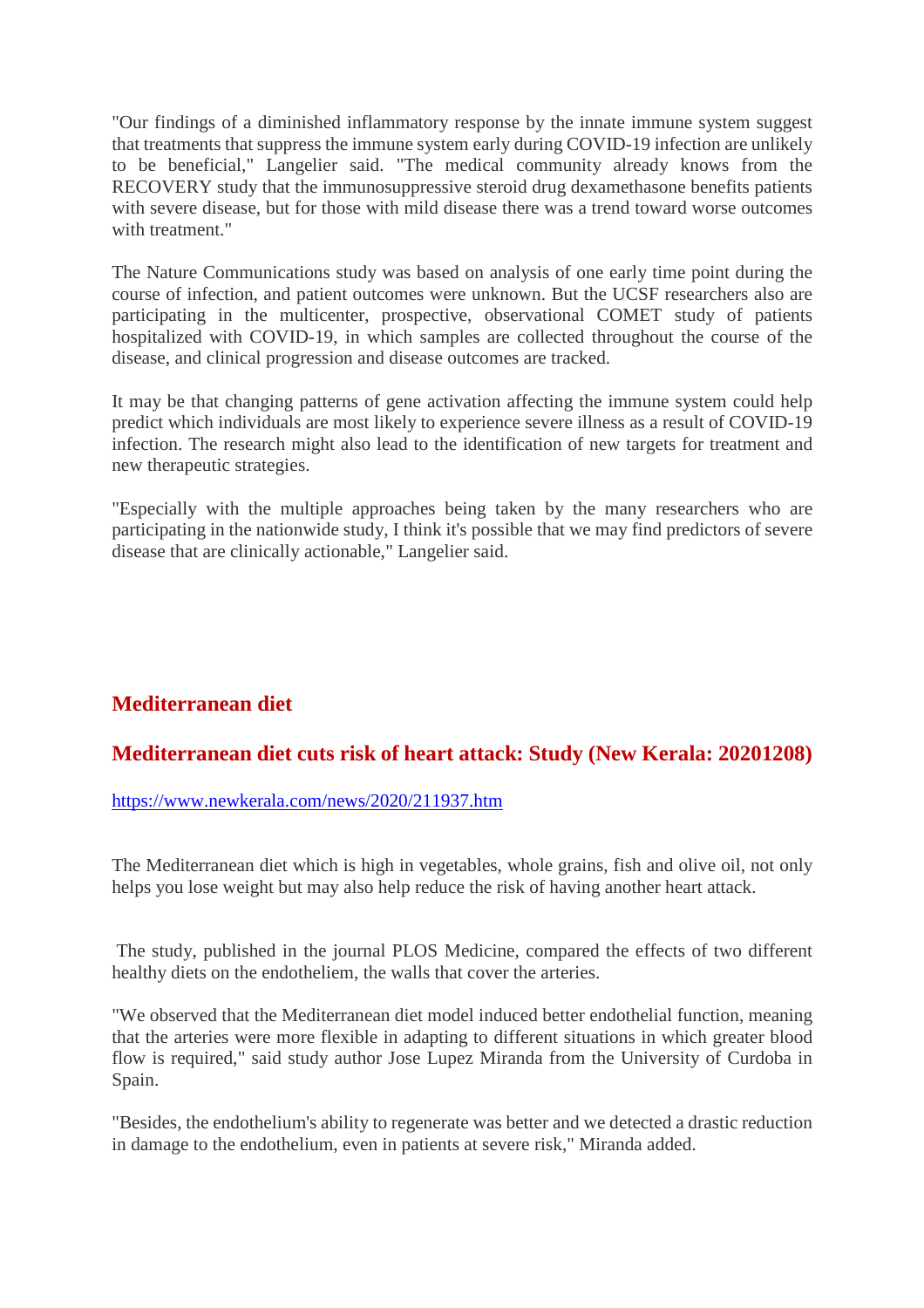"Our findings of a diminished inflammatory response by the innate immune system suggest that treatments that suppress the immune system early during COVID-19 infection are unlikely to be beneficial," Langelier said. "The medical community already knows from the RECOVERY study that the immunosuppressive steroid drug dexamethasone benefits patients with severe disease, but for those with mild disease there was a trend toward worse outcomes with treatment."

The Nature Communications study was based on analysis of one early time point during the course of infection, and patient outcomes were unknown. But the UCSF researchers also are participating in the multicenter, prospective, observational COMET study of patients hospitalized with COVID-19, in which samples are collected throughout the course of the disease, and clinical progression and disease outcomes are tracked.

It may be that changing patterns of gene activation affecting the immune system could help predict which individuals are most likely to experience severe illness as a result of COVID-19 infection. The research might also lead to the identification of new targets for treatment and new therapeutic strategies.

"Especially with the multiple approaches being taken by the many researchers who are participating in the nationwide study, I think it's possible that we may find predictors of severe disease that are clinically actionable," Langelier said.

## Mediterranean diet

### Mediterranean diet cuts risk of heart attack: Study (New Kerala: 20201208)

https://www.newkerala.com/news/2020/211937.htm

The Mediterranean diet which is high in vegetables, whole grains, fish and olive oil, not only helps you lose weight but may also help reduce the risk of having another heart attack.

The study, published in the journal PLOS Medicine, compared the effects of two different healthy diets on the endotheliem, the walls that cover the arteries.

"We observed that the Mediterranean diet model induced better endothelial function, meaning that the arteries were more flexible in adapting to different situations in which greater blood flow is required," said study author Jose Lupez Miranda from the University of Curdoba in Spain.

"Besides, the endothelium's ability to regenerate was better and we detected a drastic reduction in damage to the endothelium, even in patients at severe risk," Miranda added.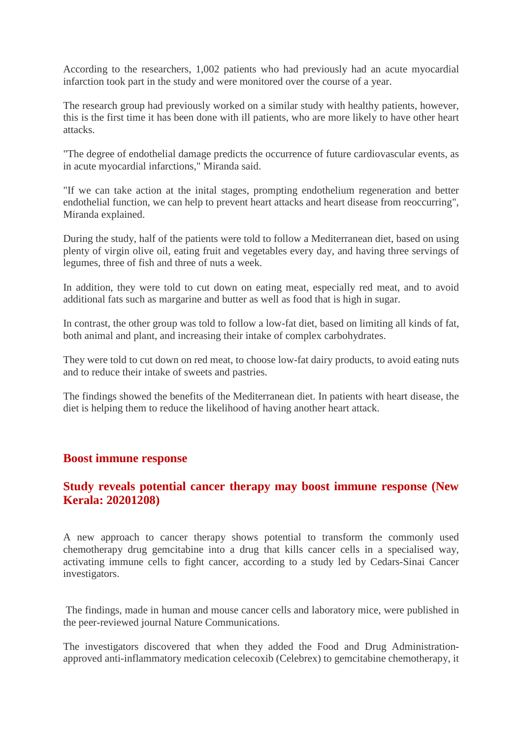According to the researchers, 1,002 patients who had previously had an acute myocardial infarction took part in the study and were monitored over the course of a year.

The research group had previously worked on a similar study with healthy patients, however, this is the first time it has been done with ill patients, who are more likely to have other heart attacks.

"The degree of endothelial damage predicts the occurrence of future cardiovascular events, as in acute myocardial infarctions," Miranda said.

"If we can take action at the inital stages, prompting endothelium regeneration and better endothelial function, we can help to prevent heart attacks and heart disease from reoccurring", Miranda explained.

During the study, half of the patients were told to follow a Mediterranean diet, based on using plenty of virgin olive oil, eating fruit and vegetables every day, and having three servings of legumes, three of fish and three of nuts a week.

In addition, they were told to cut down on eating meat, especially red meat, and to avoid additional fats such as margarine and butter as well as food that is high in sugar.

In contrast, the other group was told to follow a low-fat diet, based on limiting all kinds of fat, both animal and plant, and increasing their intake of complex carbohydrates.

They were told to cut down on red meat, to choose low-fat dairy products, to avoid eating nuts and to reduce their intake of sweets and pastries.

The findings showed the benefits of the Mediterranean diet. In patients with heart disease, the diet is helping them to reduce the likelihood of having another heart attack.

## Boost immune response

## Study reveals potential cancer therapy may boost immune response (New Kerala: 20201208)

A new approach to cancer therapy shows potential to transform the commonly used chemotherapy drug gemcitabine into a drug that kills cancer cells in a specialised way, activating immune cells to fight cancer, according to a study led by Cedars-Sinai Cancer investigators.

The findings, made in human and mouse cancer cells and laboratory mice, were published in the peer-reviewed journal Nature Communications.

The investigators discovered that when they added the Food and Drug Administration-approved anti-inflammatory medication celecoxib (Celebrex) to gemcitabine chemotherapy, it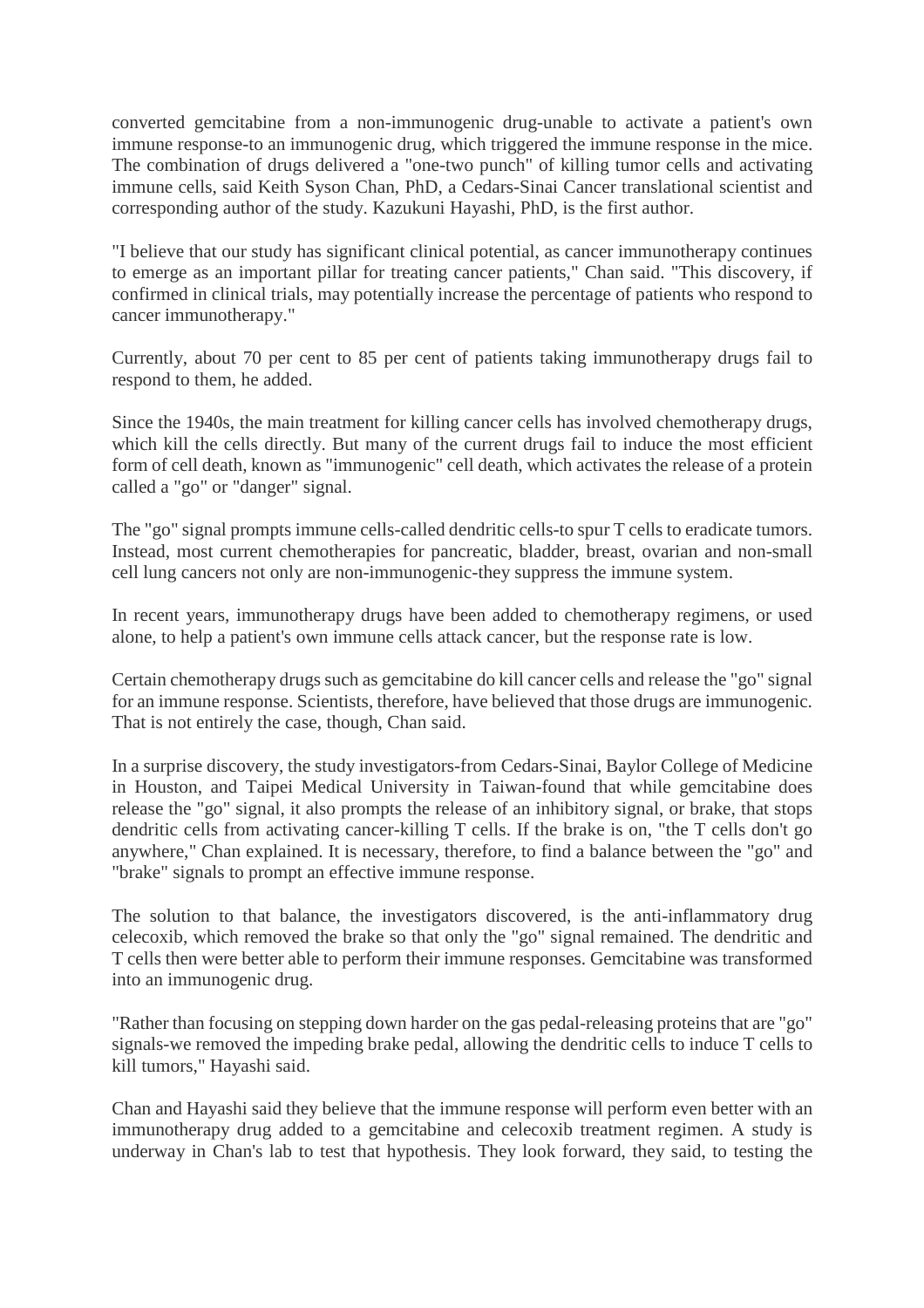converted gemcitabine from a non-immunogenic drug-unable to activate a patient's own immune response-to an immunogenic drug, which triggered the immune response in the mice. The combination of drugs delivered a "one-two punch" of killing tumor cells and activating immune cells, said Keith Syson Chan, PhD, a Cedars-Sinai Cancer translational scientist and corresponding author of the study. Kazukuni Hayashi, PhD, is the first author.

"I believe that our study has significant clinical potential, as cancer immunotherapy continues to emerge as an important pillar for treating cancer patients," Chan said. "This discovery, if confirmed in clinical trials, may potentially increase the percentage of patients who respond to cancer immunotherapy."

Currently, about 70 per cent to 85 per cent of patients taking immunotherapy drugs fail to respond to them, he added.

Since the 1940s, the main treatment for killing cancer cells has involved chemotherapy drugs, which kill the cells directly. But many of the current drugs fail to induce the most efficient form of cell death, known as "immunogenic" cell death, which activates the release of a protein called a "go" or "danger" signal.

The "go" signal prompts immune cells-called dendritic cells-to spur T cells to eradicate tumors. Instead, most current chemotherapies for pancreatic, bladder, breast, ovarian and non-small cell lung cancers not only are non-immunogenic-they suppress the immune system.

In recent years, immunotherapy drugs have been added to chemotherapy regimens, or used alone, to help a patient's own immune cells attack cancer, but the response rate is low.

Certain chemotherapy drugs such as gemcitabine do kill cancer cells and release the "go" signal for an immune response. Scientists, therefore, have believed that those drugs are immunogenic. That is not entirely the case, though, Chan said.

In a surprise discovery, the study investigators-from Cedars-Sinai, Baylor College of Medicine in Houston, and Taipei Medical University in Taiwan-found that while gemcitabine does release the "go" signal, it also prompts the release of an inhibitory signal, or brake, that stops dendritic cells from activating cancer-killing T cells. If the brake is on, "the T cells don't go anywhere," Chan explained. It is necessary, therefore, to find a balance between the "go" and "brake" signals to prompt an effective immune response.

The solution to that balance, the investigators discovered, is the anti-inflammatory drug celecoxib, which removed the brake so that only the "go" signal remained. The dendritic and T cells then were better able to perform their immune responses. Gemcitabine was transformed into an immunogenic drug.

"Rather than focusing on stepping down harder on the gas pedal-releasing proteins that are "go" signals-we removed the impeding brake pedal, allowing the dendritic cells to induce T cells to kill tumors," Hayashi said.

Chan and Hayashi said they believe that the immune response will perform even better with an immunotherapy drug added to a gemcitabine and celecoxib treatment regimen. A study is underway in Chan's lab to test that hypothesis. They look forward, they said, to testing the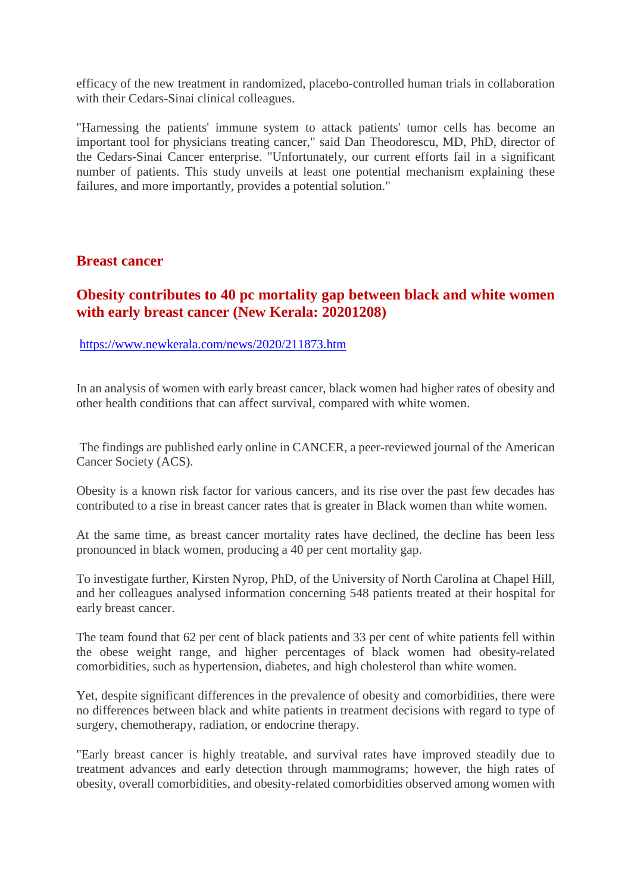efficacy of the new treatment in randomized, placebo-controlled human trials in collaboration with their Cedars-Sinai clinical colleagues.

"Harnessing the patients' immune system to attack patients' tumor cells has become an important tool for physicians treating cancer," said Dan Theodorescu, MD, PhD, director of the Cedars-Sinai Cancer enterprise. "Unfortunately, our current efforts fail in a significant number of patients. This study unveils at least one potential mechanism explaining these failures, and more importantly, provides a potential solution."

## Breast cancer

### Obesity contributes to 40 pc mortality gap between black and white women with early breast cancer (New Kerala: 20201208)

https://www.newkerala.com/news/2020/211873.htm

In an analysis of women with early breast cancer, black women had higher rates of obesity and other health conditions that can affect survival, compared with white women.

The findings are published early online in CANCER, a peer-reviewed journal of the American Cancer Society (ACS).

Obesity is a known risk factor for various cancers, and its rise over the past few decades has contributed to a rise in breast cancer rates that is greater in Black women than white women.

At the same time, as breast cancer mortality rates have declined, the decline has been less pronounced in black women, producing a 40 per cent mortality gap.

To investigate further, Kirsten Nyrop, PhD, of the University of North Carolina at Chapel Hill, and her colleagues analysed information concerning 548 patients treated at their hospital for early breast cancer.

The team found that 62 per cent of black patients and 33 per cent of white patients fell within the obese weight range, and higher percentages of black women had obesity-related comorbidities, such as hypertension, diabetes, and high cholesterol than white women.

Yet, despite significant differences in the prevalence of obesity and comorbidities, there were no differences between black and white patients in treatment decisions with regard to type of surgery, chemotherapy, radiation, or endocrine therapy.

"Early breast cancer is highly treatable, and survival rates have improved steadily due to treatment advances and early detection through mammograms; however, the high rates of obesity, overall comorbidities, and obesity-related comorbidities observed among women with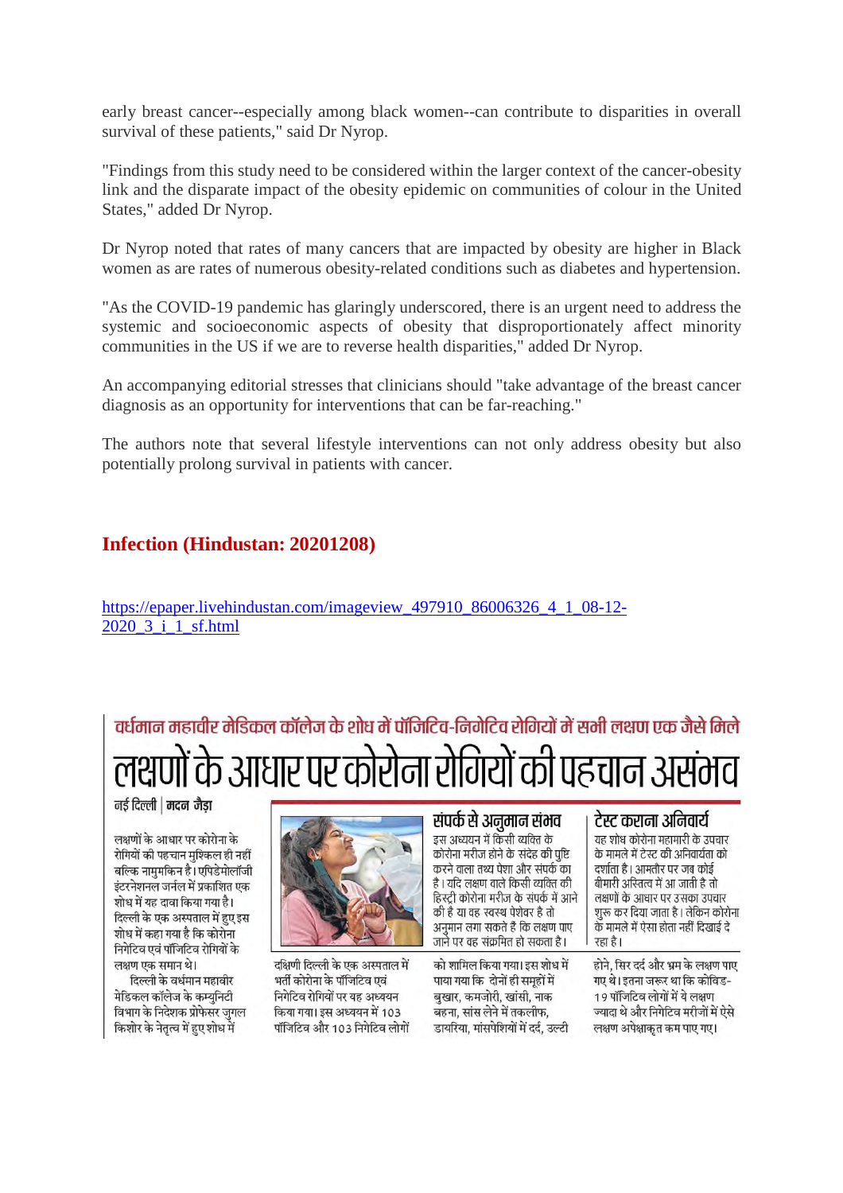early breast cancer--especially among black women--can contribute to disparities in overall survival of these patients," said Dr Nyrop.

"Findings from this study need to be considered within the larger context of the cancer-obesity link and the disparate impact of the obesity epidemic on communities of colour in the United States," added Dr Nyrop.

Dr Nyrop noted that rates of many cancers that are impacted by obesity are higher in Black women as are rates of numerous obesity-related conditions such as diabetes and hypertension.

"As the COVID-19 pandemic has glaringly underscored, there is an urgent need to address the systemic and socioeconomic aspects of obesity that disproportionately affect minority communities in the US if we are to reverse health disparities," added Dr Nyrop.

An accompanying editorial stresses that clinicians should "take advantage of the breast cancer diagnosis as an opportunity for interventions that can be far-reaching."

The authors note that several lifestyle interventions can not only address obesity but also potentially prolong survival in patients with cancer.

## Infection (Hindustan: 20201208)

https://epaper.livehindustan.com/imageview_497910_86006326_4_1_08-12-2020_3_i_1_sf.html

वर्धमान महावीर मेडिकल कॉलेज के शोध में पॉजिटिव-निगेटिव रोगियों में सभी लक्षण एक जैसे मिले

# लक्षणों के आधार पर कोरोना रोगियों की पहचान असंभव

**नई दिल्ली | मदन जैड़ा**

लक्षणों के आधार पर कोरोना के रोगियों की पहचान मुश्किल ही नहीं बल्कि नामुमकिन है। एपिडेमोलॉजी इंटरनेशनल जर्नल में प्रकाशित एक शोध में यह दावा किया गया है। दिल्ली के एक अस्पताल में हुए इस शोध में कहा गया है कि कोरोना निगेटिव एवं पॉजिटिव रोगियों के लक्षण एक समान थे।

दिल्ली के वर्धमान महावीर मेडिकल कॉलेज के कम्युनिटी विभाग के निदेशक प्रोफेसर जुगल किशोर के नेतृत्व में हुए शोध में दक्षिणी दिल्ली के एक अस्पताल में भर्ती कोरोना के पॉजिटिव एवं निगेटिव रोगियों पर यह अध्ययन किया गया। इस अध्ययन में 103 पॉजिटिव और 103 निगेटिव लोगों को शामिल किया गया। इस शोध में पाया गया कि दोनों ही समूहों में बुखार, कमजोरी, खांसी, नाक बहना, सांस लेने में तकलीफ, डायरिया, मांसपेशियों में दर्द, उल्टी होने, सिर दर्द और भ्रम के लक्षण पाए गए थे। इतना जरूर था कि कोविड-19 पॉजिटिव लोगों में ये लक्षण ज्यादा थे और निगेटिव मरीजों में ऐसे लक्षण अपेक्षाकृत कम पाए गए।

### संपर्क से अनुमान संभव

इस अध्ययन में किसी व्यक्ति के कोरोना मरीज होने के संदेह की पुष्टि करने वाला तथ्य पेशा और संपर्क का है। यदि लक्षण वाले किसी व्यक्ति की हिस्ट्री कोरोना मरीज के संपर्क में आने की है या वह स्वस्थ पेशेवर है तो अनुमान लगा सकते हैं कि लक्षण पाए जाने पर वह संक्रमित हो सकता है।

### टेस्ट कराना अनिवार्य

यह शोध कोरोना महामारी के उपचार के मामले में टेस्ट की अनिवार्यता को दर्शाता है। आमतौर पर जब कोई बीमारी अस्तित्व में आ जाती है तो लक्षणों के आधार पर उसका उपचार शुरू कर दिया जाता है। लेकिन कोरोना के मामले में ऐसा होता नहीं दिखाई दे रहा है।